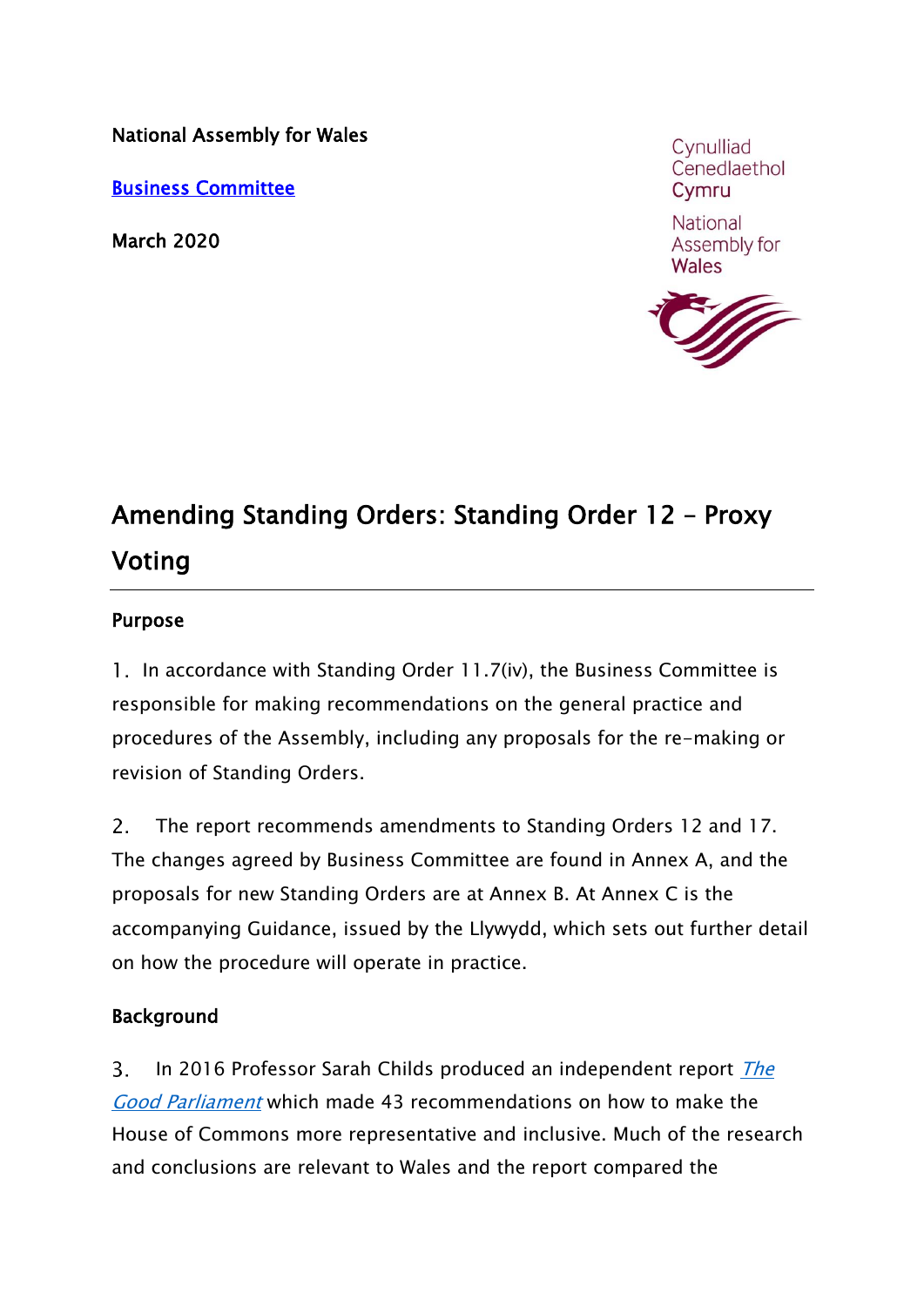National Assembly for Wales

[Business Committee]

March 2020

Cynulliad Cenedlaethol Cymru

National Assembly for Wales

# Amending Standing Orders: Standing Order 12 – Proxy Voting

## Purpose

1. In accordance with Standing Order 11.7(iv), the Business Committee is responsible for making recommendations on the general practice and procedures of the Assembly, including any proposals for the re-making or revision of Standing Orders.

2. The report recommends amendments to Standing Orders 12 and 17. The changes agreed by Business Committee are found in Annex A, and the proposals for new Standing Orders are at Annex B. At Annex C is the accompanying Guidance, issued by the Llywydd, which sets out further detail on how the procedure will operate in practice.

## Background

3. In 2016 Professor Sarah Childs produced an independent report *The Good Parliament* which made 43 recommendations on how to make the House of Commons more representative and inclusive. Much of the research and conclusions are relevant to Wales and the report compared the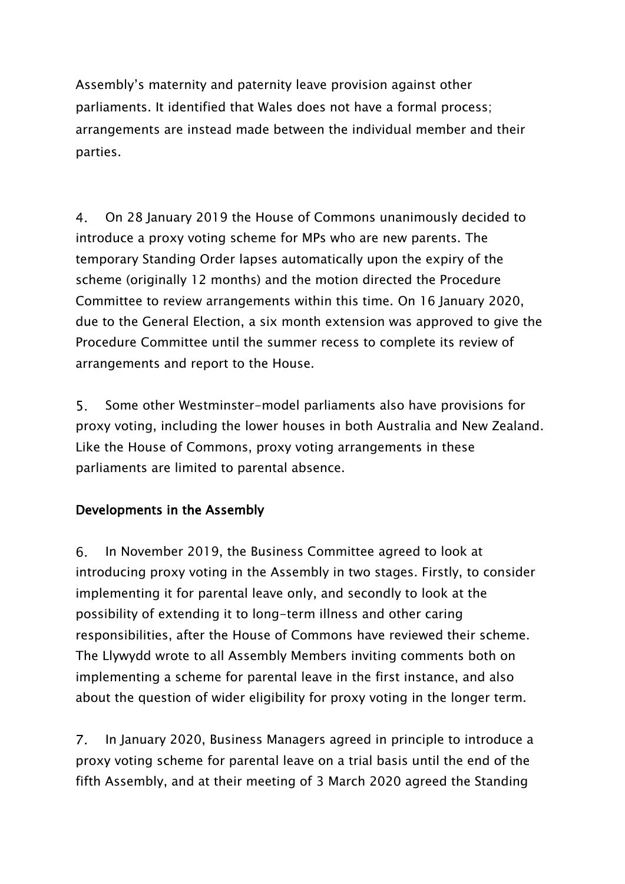Assembly's maternity and paternity leave provision against other parliaments. It identified that Wales does not have a formal process; arrangements are instead made between the individual member and their parties.

4. On 28 January 2019 the House of Commons unanimously decided to introduce a proxy voting scheme for MPs who are new parents. The temporary Standing Order lapses automatically upon the expiry of the scheme (originally 12 months) and the motion directed the Procedure Committee to review arrangements within this time. On 16 January 2020, due to the General Election, a six month extension was approved to give the Procedure Committee until the summer recess to complete its review of arrangements and report to the House.

5. Some other Westminster-model parliaments also have provisions for proxy voting, including the lower houses in both Australia and New Zealand. Like the House of Commons, proxy voting arrangements in these parliaments are limited to parental absence.

## Developments in the Assembly

6. In November 2019, the Business Committee agreed to look at introducing proxy voting in the Assembly in two stages. Firstly, to consider implementing it for parental leave only, and secondly to look at the possibility of extending it to long-term illness and other caring responsibilities, after the House of Commons have reviewed their scheme. The Llywydd wrote to all Assembly Members inviting comments both on implementing a scheme for parental leave in the first instance, and also about the question of wider eligibility for proxy voting in the longer term.

7. In January 2020, Business Managers agreed in principle to introduce a proxy voting scheme for parental leave on a trial basis until the end of the fifth Assembly, and at their meeting of 3 March 2020 agreed the Standing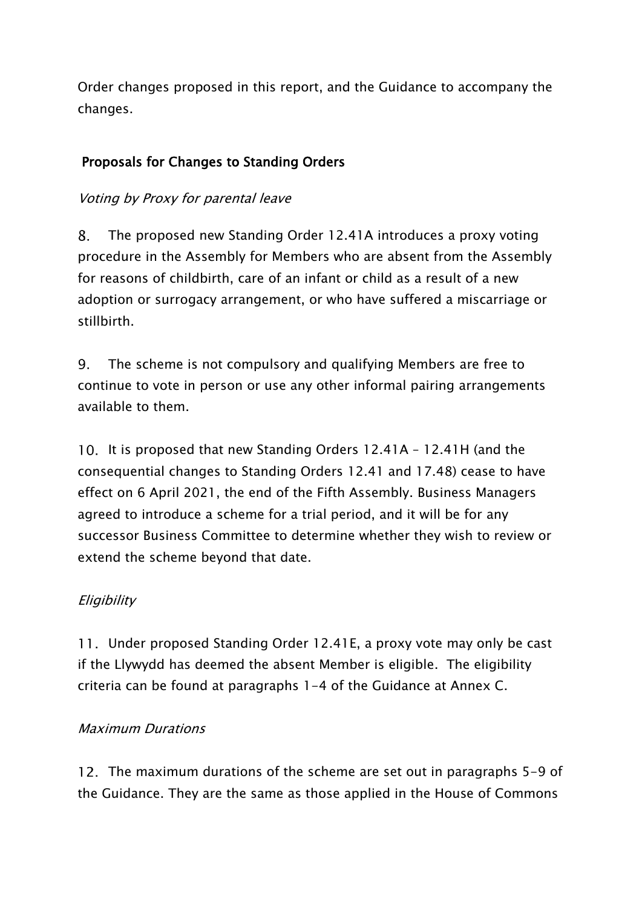Order changes proposed in this report, and the Guidance to accompany the changes.

## Proposals for Changes to Standing Orders

### *Voting by Proxy for parental leave*

8. The proposed new Standing Order 12.41A introduces a proxy voting procedure in the Assembly for Members who are absent from the Assembly for reasons of childbirth, care of an infant or child as a result of a new adoption or surrogacy arrangement, or who have suffered a miscarriage or stillbirth.

9. The scheme is not compulsory and qualifying Members are free to continue to vote in person or use any other informal pairing arrangements available to them.

10. It is proposed that new Standing Orders 12.41A – 12.41H (and the consequential changes to Standing Orders 12.41 and 17.48) cease to have effect on 6 April 2021, the end of the Fifth Assembly. Business Managers agreed to introduce a scheme for a trial period, and it will be for any successor Business Committee to determine whether they wish to review or extend the scheme beyond that date.

### *Eligibility*

11. Under proposed Standing Order 12.41E, a proxy vote may only be cast if the Llywydd has deemed the absent Member is eligible. The eligibility criteria can be found at paragraphs 1-4 of the Guidance at Annex C.

### *Maximum Durations*

12. The maximum durations of the scheme are set out in paragraphs 5-9 of the Guidance. They are the same as those applied in the House of Commons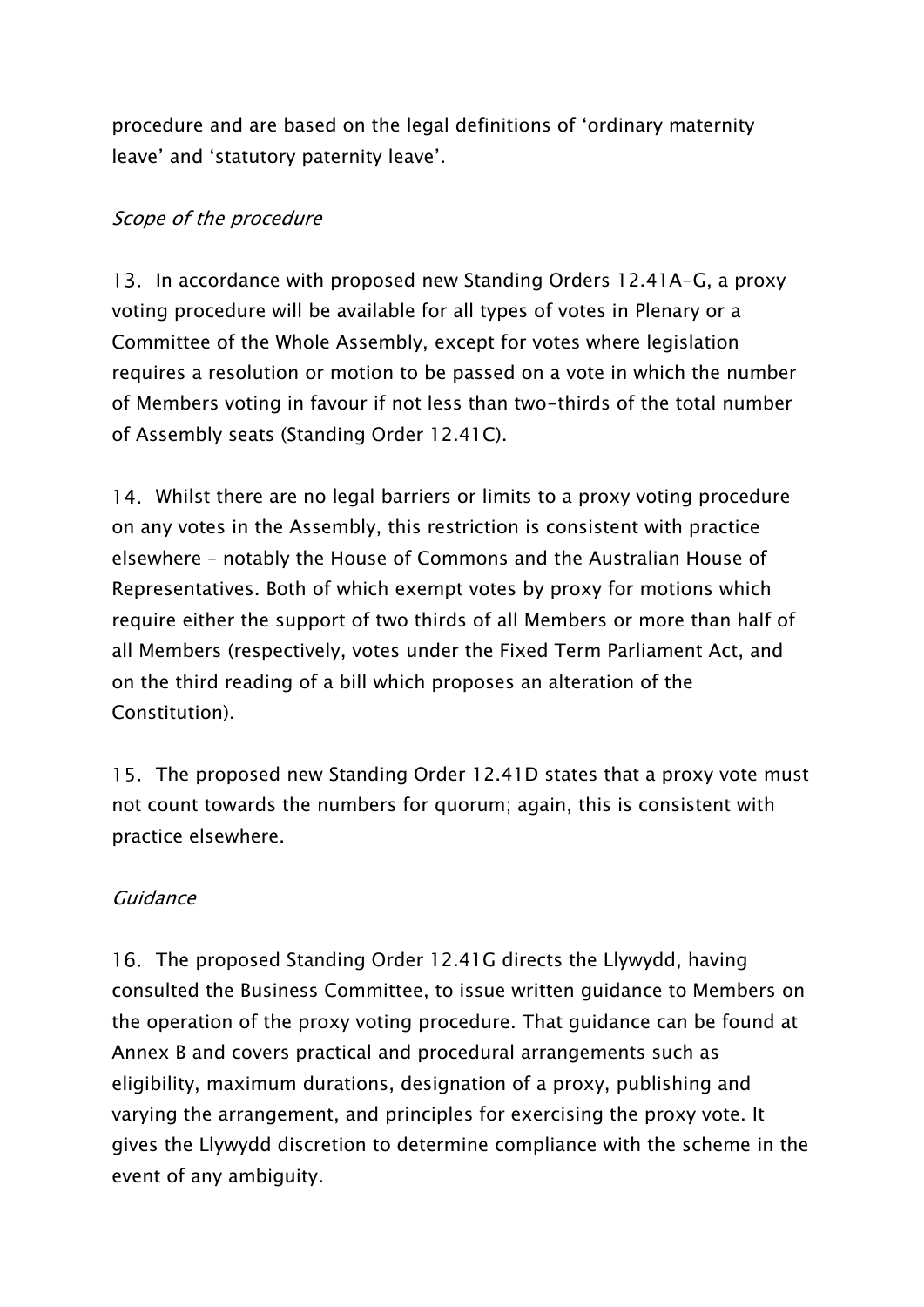procedure and are based on the legal definitions of 'ordinary maternity leave' and 'statutory paternity leave'.

*Scope of the procedure*

13. In accordance with proposed new Standing Orders 12.41A-G, a proxy voting procedure will be available for all types of votes in Plenary or a Committee of the Whole Assembly, except for votes where legislation requires a resolution or motion to be passed on a vote in which the number of Members voting in favour if not less than two-thirds of the total number of Assembly seats (Standing Order 12.41C).

14. Whilst there are no legal barriers or limits to a proxy voting procedure on any votes in the Assembly, this restriction is consistent with practice elsewhere – notably the House of Commons and the Australian House of Representatives. Both of which exempt votes by proxy for motions which require either the support of two thirds of all Members or more than half of all Members (respectively, votes under the Fixed Term Parliament Act, and on the third reading of a bill which proposes an alteration of the Constitution).

15. The proposed new Standing Order 12.41D states that a proxy vote must not count towards the numbers for quorum; again, this is consistent with practice elsewhere.

*Guidance*

16. The proposed Standing Order 12.41G directs the Llywydd, having consulted the Business Committee, to issue written guidance to Members on the operation of the proxy voting procedure. That guidance can be found at Annex B and covers practical and procedural arrangements such as eligibility, maximum durations, designation of a proxy, publishing and varying the arrangement, and principles for exercising the proxy vote. It gives the Llywydd discretion to determine compliance with the scheme in the event of any ambiguity.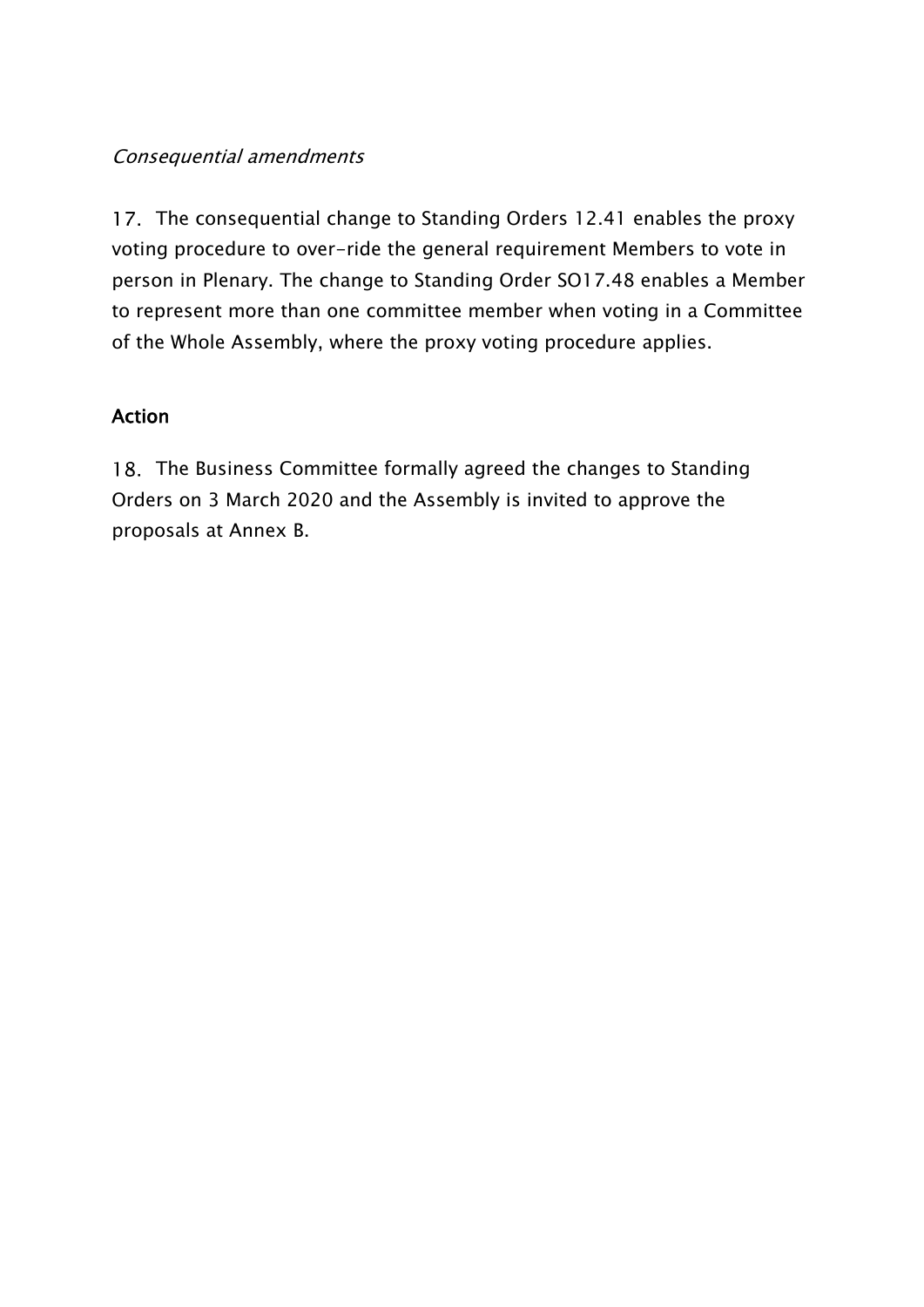*Consequential amendments*

17. The consequential change to Standing Orders 12.41 enables the proxy voting procedure to over-ride the general requirement Members to vote in person in Plenary. The change to Standing Order SO17.48 enables a Member to represent more than one committee member when voting in a Committee of the Whole Assembly, where the proxy voting procedure applies.

## Action

18. The Business Committee formally agreed the changes to Standing Orders on 3 March 2020 and the Assembly is invited to approve the proposals at Annex B.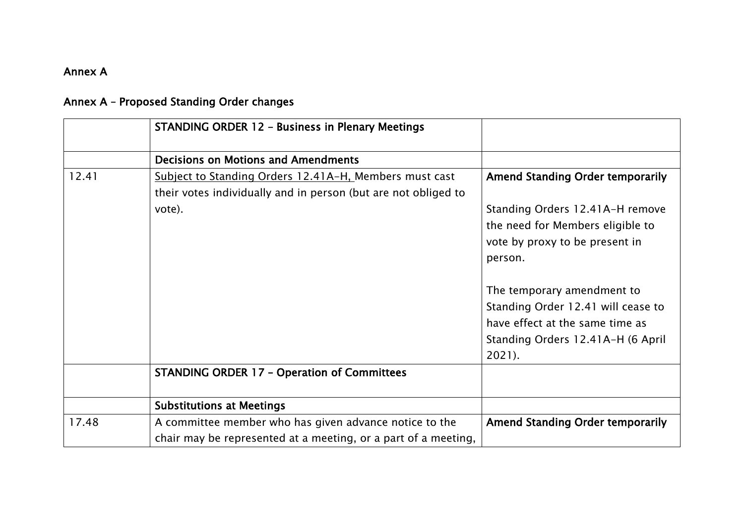**Annex A**

**Annex A – Proposed Standing Order changes**

| | **STANDING ORDER 12 – Business in Plenary Meetings** | |
|---|---|---|
| | **Decisions on Motions and Amendments** | |
| 12.41 | Subject to Standing Orders 12.41A-H, Members must cast their votes individually and in person (but are not obliged to vote). | **Amend Standing Order temporarily**<br><br>Standing Orders 12.41A-H remove the need for Members eligible to vote by proxy to be present in person.<br><br>The temporary amendment to Standing Order 12.41 will cease to have effect at the same time as Standing Orders 12.41A-H (6 April 2021). |
| | **STANDING ORDER 17 – Operation of Committees** | |
| | **Substitutions at Meetings** | |
| 17.48 | A committee member who has given advance notice to the chair may be represented at a meeting, or a part of a meeting, | **Amend Standing Order temporarily** |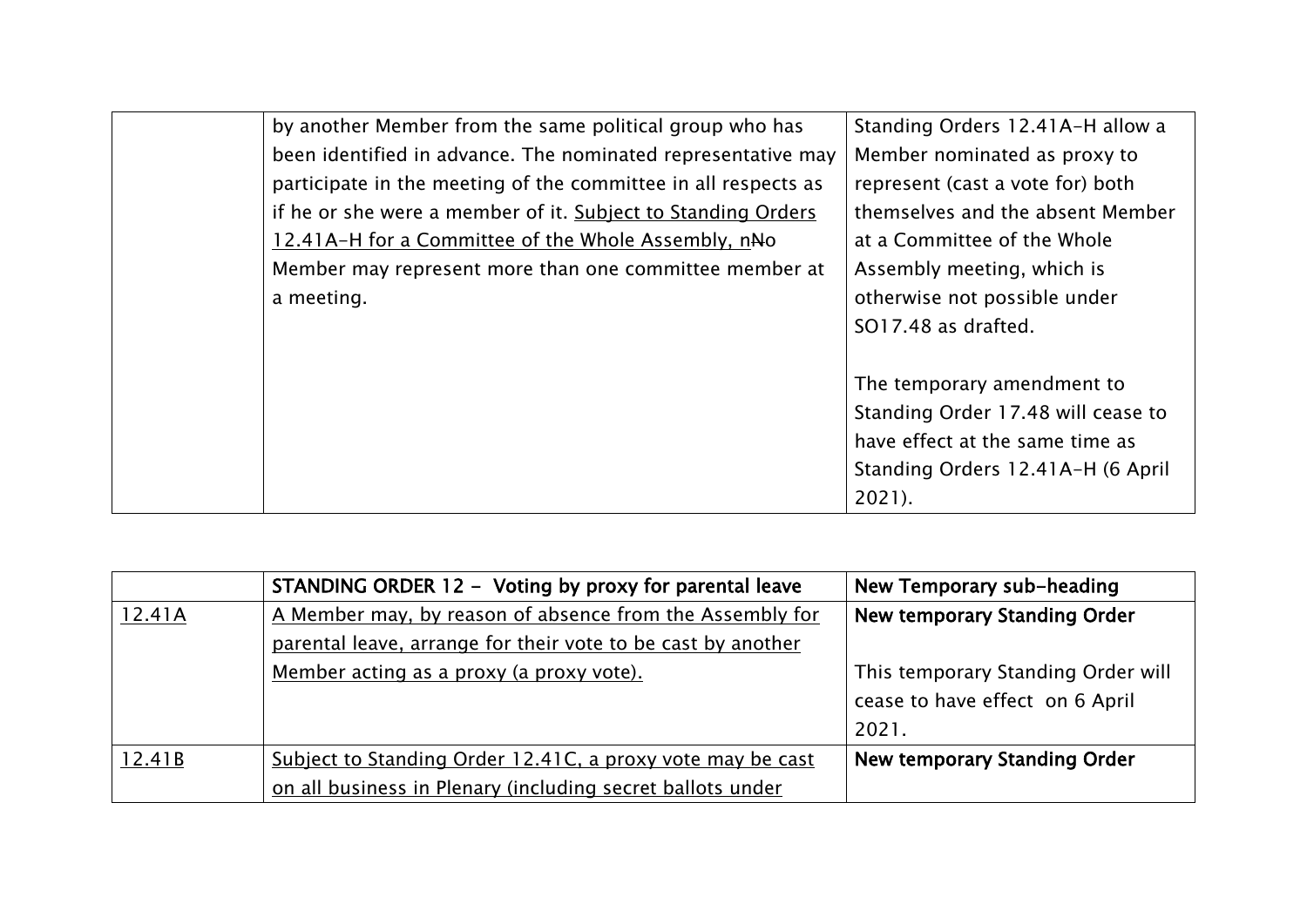| | by another Member from the same political group who has been identified in advance. The nominated representative may participate in the meeting of the committee in all respects as if he or she were a member of it. <u>Subject to Standing Orders 12.41A-H for a Committee of the Whole Assembly, n</u>~~N~~o Member may represent more than one committee member at a meeting. | Standing Orders 12.41A-H allow a Member nominated as proxy to represent (cast a vote for) both themselves and the absent Member at a Committee of the Whole Assembly meeting, which is otherwise not possible under SO17.48 as drafted.<br><br>The temporary amendment to Standing Order 17.48 will cease to have effect at the same time as Standing Orders 12.41A-H (6 April 2021). |
|---|---|---|

| | **STANDING ORDER 12 - Voting by proxy for parental leave** | **New Temporary sub-heading** |
|---|---|---|
| <u>12.41A</u> | <u>A Member may, by reason of absence from the Assembly for parental leave, arrange for their vote to be cast by another Member acting as a proxy (a proxy vote).</u> | **New temporary Standing Order**<br><br>This temporary Standing Order will cease to have effect on 6 April 2021. |
| <u>12.41B</u> | <u>Subject to Standing Order 12.41C, a proxy vote may be cast on all business in Plenary (including secret ballots under</u> | **New temporary Standing Order** |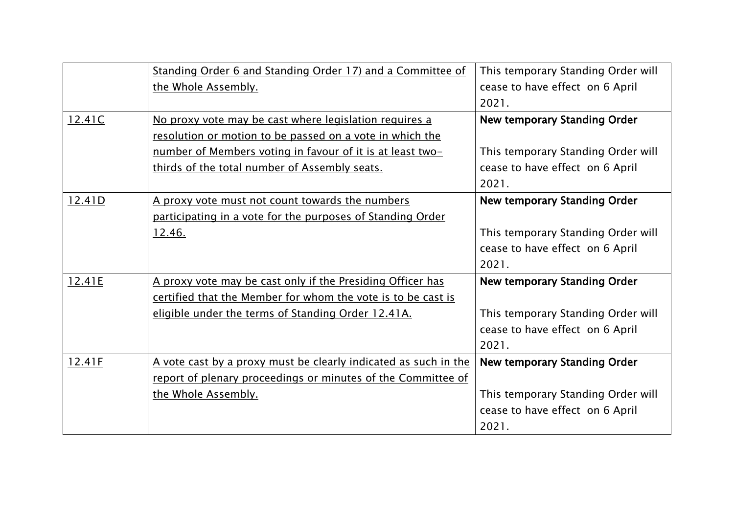| | | |
|---|---|---|
| | Standing Order 6 and Standing Order 17) and a Committee of the Whole Assembly. | This temporary Standing Order will cease to have effect on 6 April 2021. |
| 12.41C | No proxy vote may be cast where legislation requires a resolution or motion to be passed on a vote in which the number of Members voting in favour of it is at least two-thirds of the total number of Assembly seats. | **New temporary Standing Order**<br><br>This temporary Standing Order will cease to have effect on 6 April 2021. |
| 12.41D | A proxy vote must not count towards the numbers participating in a vote for the purposes of Standing Order 12.46. | **New temporary Standing Order**<br><br>This temporary Standing Order will cease to have effect on 6 April 2021. |
| 12.41E | A proxy vote may be cast only if the Presiding Officer has certified that the Member for whom the vote is to be cast is eligible under the terms of Standing Order 12.41A. | **New temporary Standing Order**<br><br>This temporary Standing Order will cease to have effect on 6 April 2021. |
| 12.41F | A vote cast by a proxy must be clearly indicated as such in the report of plenary proceedings or minutes of the Committee of the Whole Assembly. | **New temporary Standing Order**<br><br>This temporary Standing Order will cease to have effect on 6 April 2021. |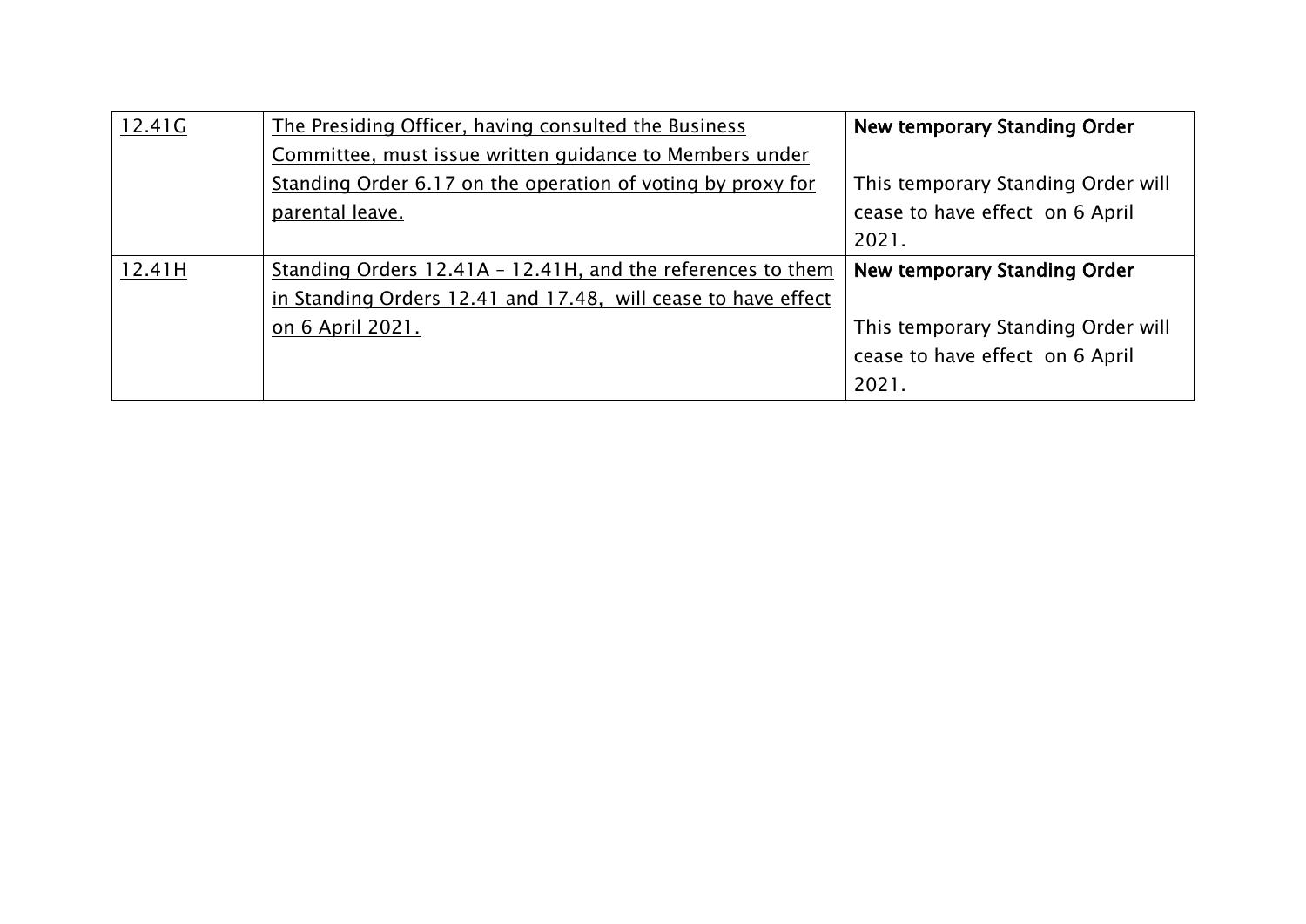| <u>12.41G</u> | <u>The Presiding Officer, having consulted the Business Committee, must issue written guidance to Members under Standing Order 6.17 on the operation of voting by proxy for parental leave.</u> | **New temporary Standing Order**<br><br>This temporary Standing Order will cease to have effect on 6 April 2021. |
|---|---|---|
| <u>12.41H</u> | <u>Standing Orders 12.41A – 12.41H, and the references to them in Standing Orders 12.41 and 17.48, will cease to have effect on 6 April 2021.</u> | **New temporary Standing Order**<br><br>This temporary Standing Order will cease to have effect on 6 April 2021. |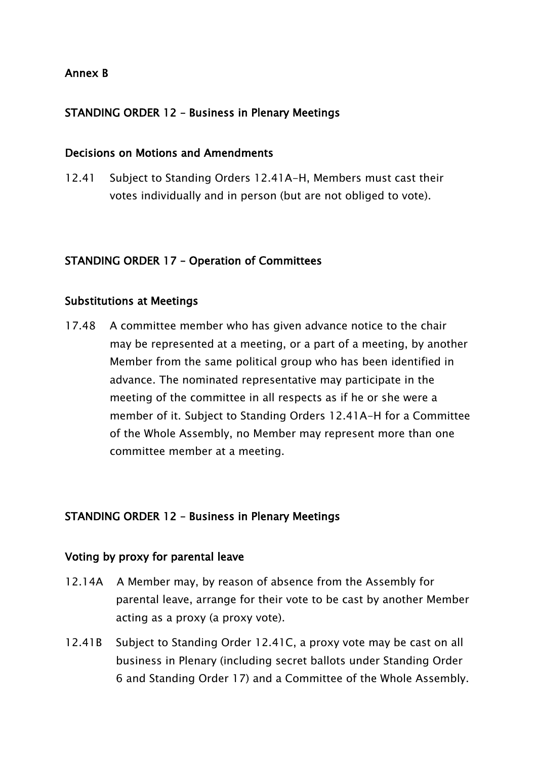**Annex B**

**STANDING ORDER 12 – Business in Plenary Meetings**

**Decisions on Motions and Amendments**

12.41 Subject to Standing Orders 12.41A-H, Members must cast their votes individually and in person (but are not obliged to vote).

**STANDING ORDER 17 – Operation of Committees**

**Substitutions at Meetings**

17.48 A committee member who has given advance notice to the chair may be represented at a meeting, or a part of a meeting, by another Member from the same political group who has been identified in advance. The nominated representative may participate in the meeting of the committee in all respects as if he or she were a member of it. Subject to Standing Orders 12.41A-H for a Committee of the Whole Assembly, no Member may represent more than one committee member at a meeting.

**STANDING ORDER 12 – Business in Plenary Meetings**

**Voting by proxy for parental leave**

12.14A A Member may, by reason of absence from the Assembly for parental leave, arrange for their vote to be cast by another Member acting as a proxy (a proxy vote).

12.41B Subject to Standing Order 12.41C, a proxy vote may be cast on all business in Plenary (including secret ballots under Standing Order 6 and Standing Order 17) and a Committee of the Whole Assembly.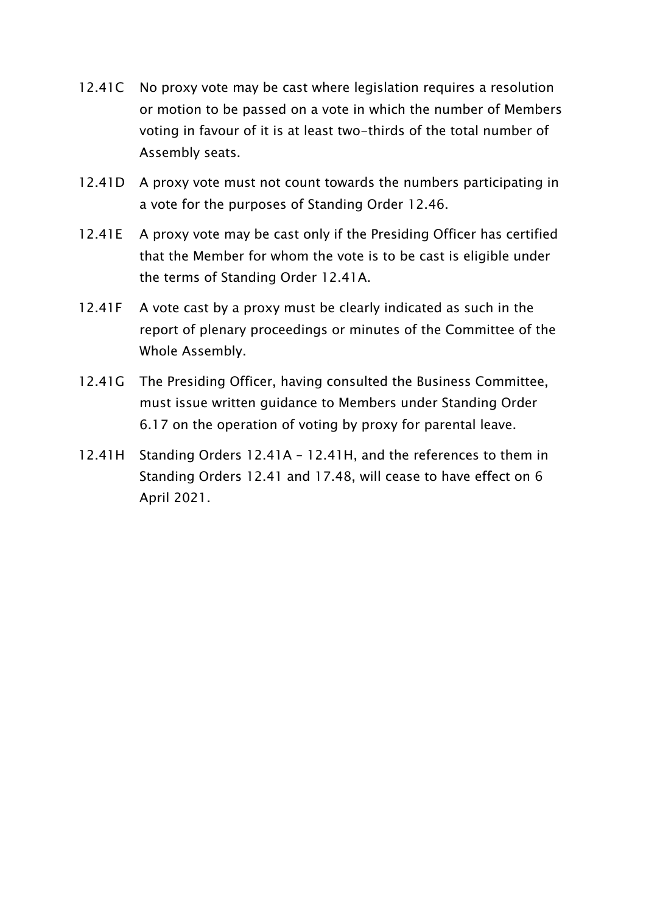12.41C No proxy vote may be cast where legislation requires a resolution or motion to be passed on a vote in which the number of Members voting in favour of it is at least two-thirds of the total number of Assembly seats.

12.41D A proxy vote must not count towards the numbers participating in a vote for the purposes of Standing Order 12.46.

12.41E A proxy vote may be cast only if the Presiding Officer has certified that the Member for whom the vote is to be cast is eligible under the terms of Standing Order 12.41A.

12.41F A vote cast by a proxy must be clearly indicated as such in the report of plenary proceedings or minutes of the Committee of the Whole Assembly.

12.41G The Presiding Officer, having consulted the Business Committee, must issue written guidance to Members under Standing Order 6.17 on the operation of voting by proxy for parental leave.

12.41H Standing Orders 12.41A – 12.41H, and the references to them in Standing Orders 12.41 and 17.48, will cease to have effect on 6 April 2021.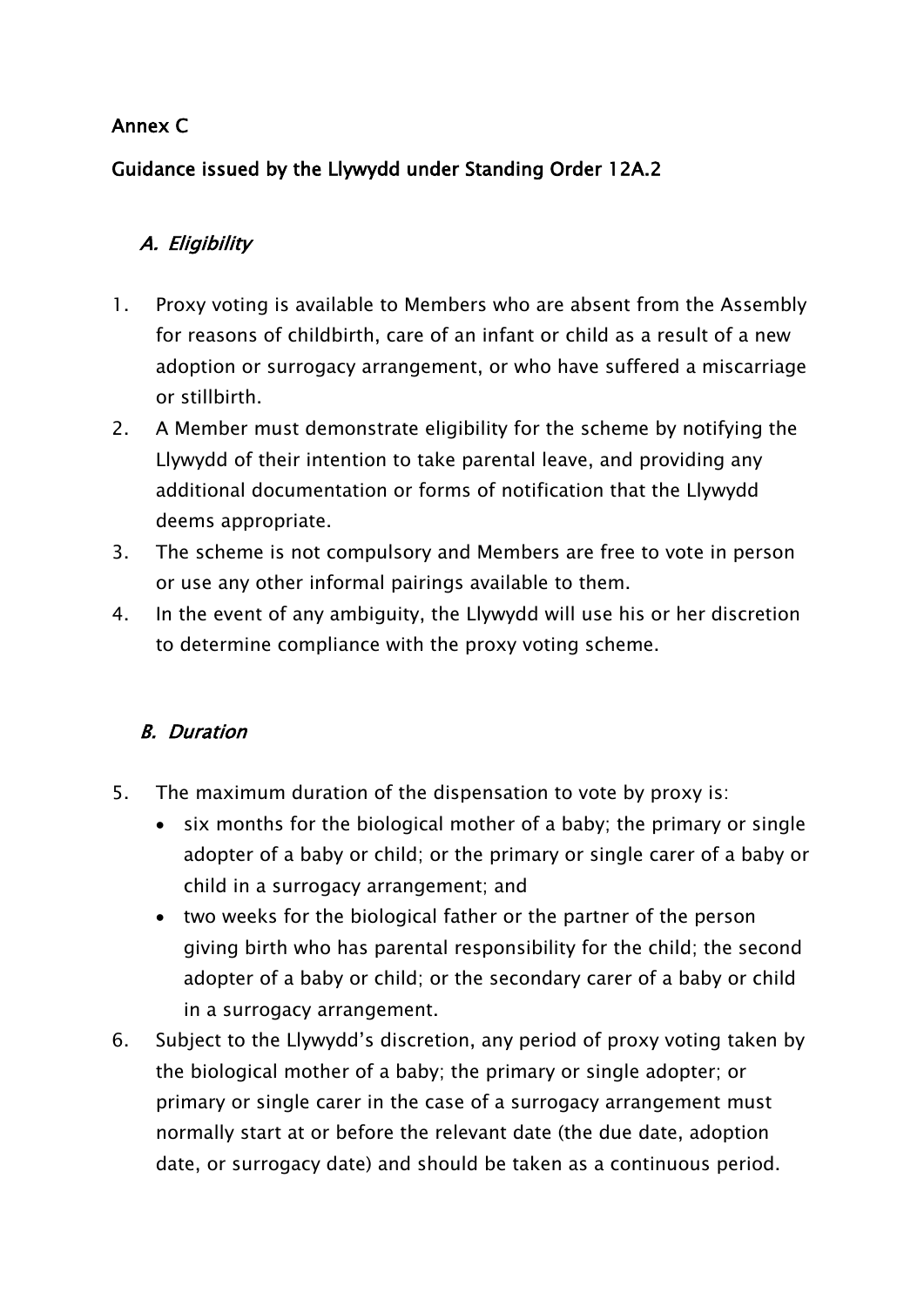## Annex C

## Guidance issued by the Llywydd under Standing Order 12A.2

### *A. Eligibility*

1. Proxy voting is available to Members who are absent from the Assembly for reasons of childbirth, care of an infant or child as a result of a new adoption or surrogacy arrangement, or who have suffered a miscarriage or stillbirth.
2. A Member must demonstrate eligibility for the scheme by notifying the Llywydd of their intention to take parental leave, and providing any additional documentation or forms of notification that the Llywydd deems appropriate.
3. The scheme is not compulsory and Members are free to vote in person or use any other informal pairings available to them.
4. In the event of any ambiguity, the Llywydd will use his or her discretion to determine compliance with the proxy voting scheme.

### *B. Duration*

5. The maximum duration of the dispensation to vote by proxy is:
   - six months for the biological mother of a baby; the primary or single adopter of a baby or child; or the primary or single carer of a baby or child in a surrogacy arrangement; and
   - two weeks for the biological father or the partner of the person giving birth who has parental responsibility for the child; the second adopter of a baby or child; or the secondary carer of a baby or child in a surrogacy arrangement.
6. Subject to the Llywydd's discretion, any period of proxy voting taken by the biological mother of a baby; the primary or single adopter; or primary or single carer in the case of a surrogacy arrangement must normally start at or before the relevant date (the due date, adoption date, or surrogacy date) and should be taken as a continuous period.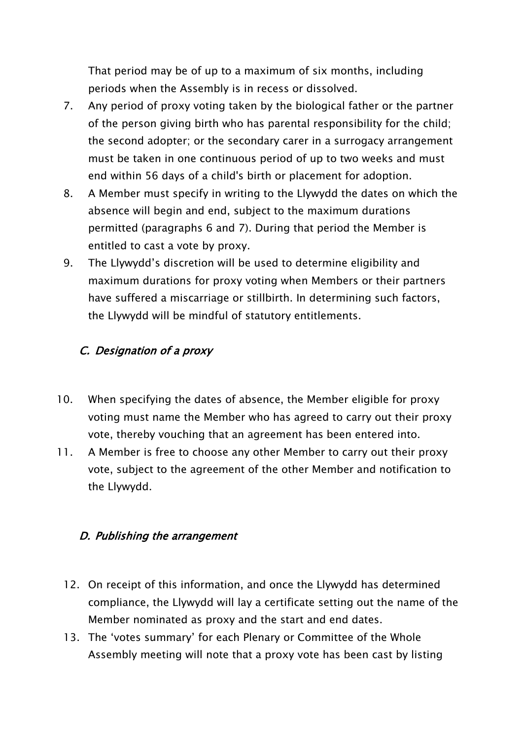That period may be of up to a maximum of six months, including periods when the Assembly is in recess or dissolved.

7. Any period of proxy voting taken by the biological father or the partner of the person giving birth who has parental responsibility for the child; the second adopter; or the secondary carer in a surrogacy arrangement must be taken in one continuous period of up to two weeks and must end within 56 days of a child's birth or placement for adoption.
8. A Member must specify in writing to the Llywydd the dates on which the absence will begin and end, subject to the maximum durations permitted (paragraphs 6 and 7). During that period the Member is entitled to cast a vote by proxy.
9. The Llywydd's discretion will be used to determine eligibility and maximum durations for proxy voting when Members or their partners have suffered a miscarriage or stillbirth. In determining such factors, the Llywydd will be mindful of statutory entitlements.

### *C. Designation of a proxy*

10. When specifying the dates of absence, the Member eligible for proxy voting must name the Member who has agreed to carry out their proxy vote, thereby vouching that an agreement has been entered into.
11. A Member is free to choose any other Member to carry out their proxy vote, subject to the agreement of the other Member and notification to the Llywydd.

### *D. Publishing the arrangement*

12. On receipt of this information, and once the Llywydd has determined compliance, the Llywydd will lay a certificate setting out the name of the Member nominated as proxy and the start and end dates.
13. The 'votes summary' for each Plenary or Committee of the Whole Assembly meeting will note that a proxy vote has been cast by listing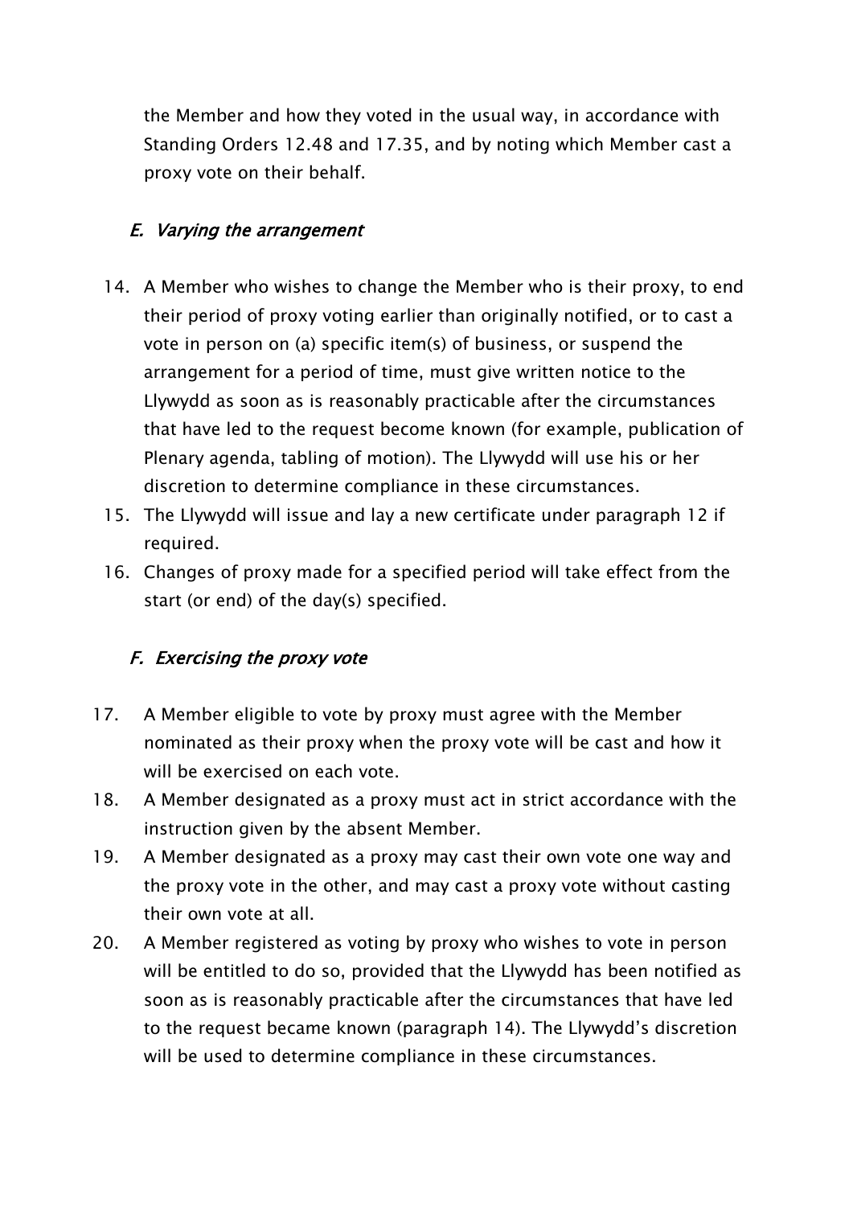the Member and how they voted in the usual way, in accordance with Standing Orders 12.48 and 17.35, and by noting which Member cast a proxy vote on their behalf.

### *E. Varying the arrangement*

14. A Member who wishes to change the Member who is their proxy, to end their period of proxy voting earlier than originally notified, or to cast a vote in person on (a) specific item(s) of business, or suspend the arrangement for a period of time, must give written notice to the Llywydd as soon as is reasonably practicable after the circumstances that have led to the request become known (for example, publication of Plenary agenda, tabling of motion). The Llywydd will use his or her discretion to determine compliance in these circumstances.
15. The Llywydd will issue and lay a new certificate under paragraph 12 if required.
16. Changes of proxy made for a specified period will take effect from the start (or end) of the day(s) specified.

### *F. Exercising the proxy vote*

17. A Member eligible to vote by proxy must agree with the Member nominated as their proxy when the proxy vote will be cast and how it will be exercised on each vote.
18. A Member designated as a proxy must act in strict accordance with the instruction given by the absent Member.
19. A Member designated as a proxy may cast their own vote one way and the proxy vote in the other, and may cast a proxy vote without casting their own vote at all.
20. A Member registered as voting by proxy who wishes to vote in person will be entitled to do so, provided that the Llywydd has been notified as soon as is reasonably practicable after the circumstances that have led to the request became known (paragraph 14). The Llywydd's discretion will be used to determine compliance in these circumstances.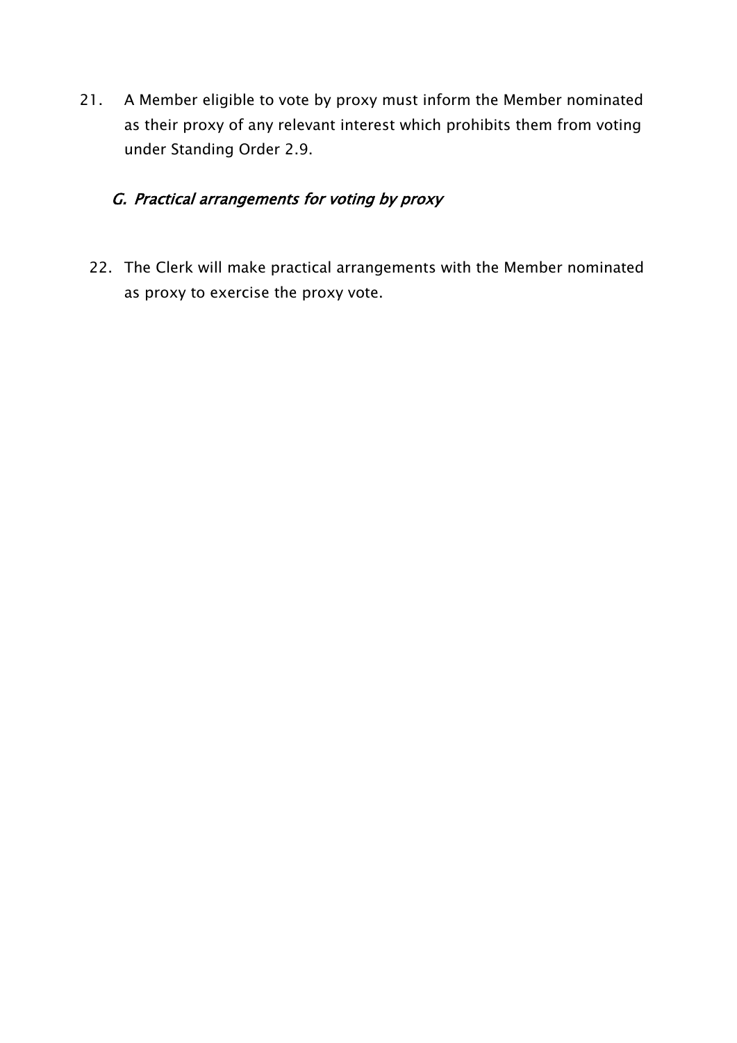21. A Member eligible to vote by proxy must inform the Member nominated as their proxy of any relevant interest which prohibits them from voting under Standing Order 2.9.

### *G. Practical arrangements for voting by proxy*

22. The Clerk will make practical arrangements with the Member nominated as proxy to exercise the proxy vote.